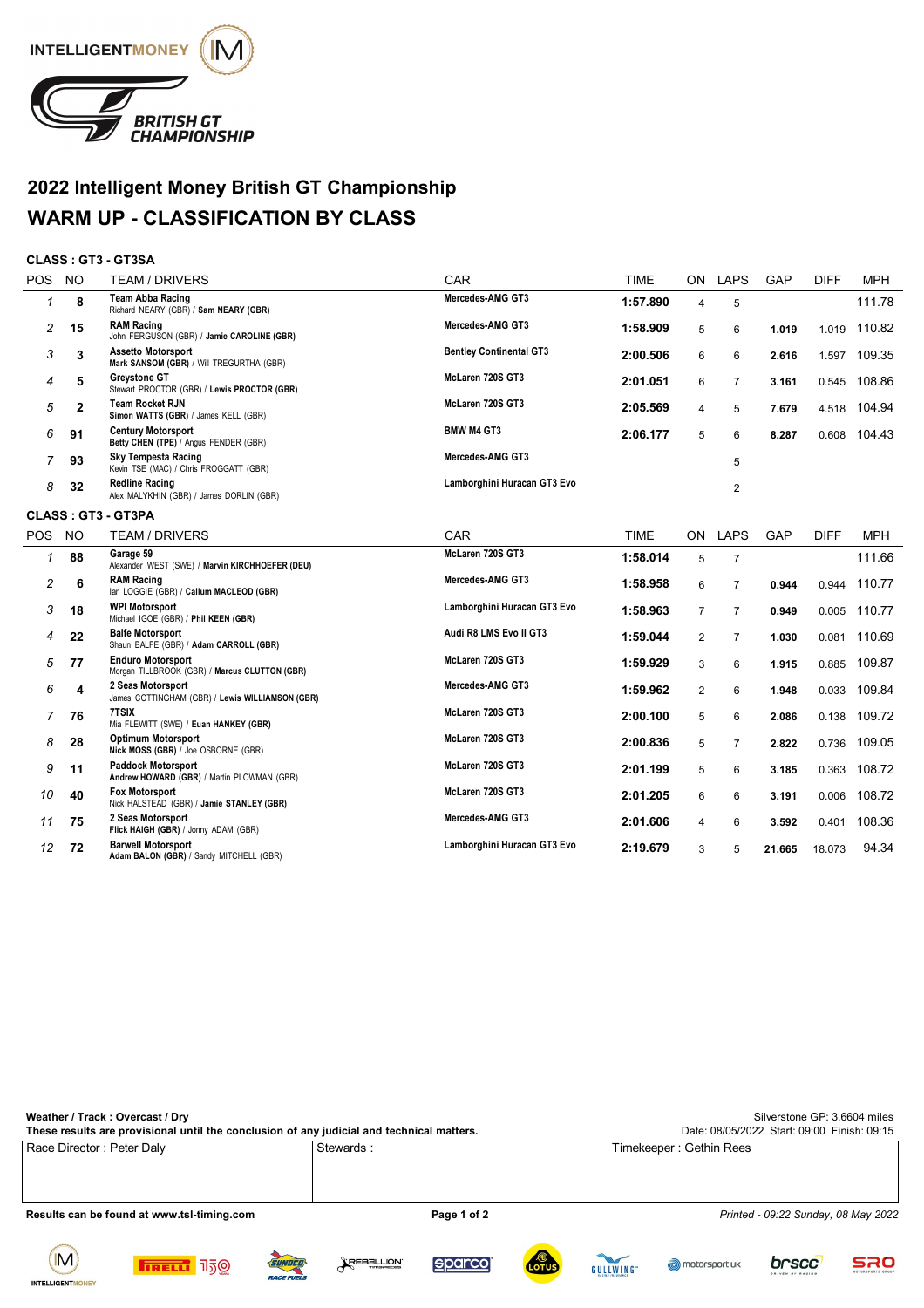# 2022 Intelligent Money British GT Championship

## WARM UP - CLASSIFICATION BY CLASS

### CLASS : GT3 - GT3SA

| POS | NO | TEAM / DRIVERS | CAR | TIME | ON | LAPS | GAP | DIFF | MPH |
|---|---|---|---|---|---|---|---|---|---|
| 1 | 8 | **Team Abba Racing** Richard NEARY (GBR) / **Sam NEARY (GBR)** | Mercedes-AMG GT3 | 1:57.890 | 4 | 5 | | | 111.78 |
| 2 | 15 | **RAM Racing** John FERGUSON (GBR) / **Jamie CAROLINE (GBR)** | Mercedes-AMG GT3 | 1:58.909 | 5 | 6 | 1.019 | 1.019 | 110.82 |
| 3 | 3 | **Assetto Motorsport** **Mark SANSOM (GBR)** / Will TREGURTHA (GBR) | Bentley Continental GT3 | 2:00.506 | 6 | 6 | 2.616 | 1.597 | 109.35 |
| 4 | 5 | **Greystone GT** Stewart PROCTOR (GBR) / **Lewis PROCTOR (GBR)** | McLaren 720S GT3 | 2:01.051 | 6 | 7 | 3.161 | 0.545 | 108.86 |
| 5 | 2 | **Team Rocket RJN** **Simon WATTS (GBR)** / James KELL (GBR) | McLaren 720S GT3 | 2:05.569 | 4 | 5 | 7.679 | 4.518 | 104.94 |
| 6 | 91 | **Century Motorsport** **Betty CHEN (TPE)** / Angus FENDER (GBR) | BMW M4 GT3 | 2:06.177 | 5 | 6 | 8.287 | 0.608 | 104.43 |
| 7 | 93 | **Sky Tempesta Racing** Kevin TSE (MAC) / Chris FROGGATT (GBR) | Mercedes-AMG GT3 | | | 5 | | | |
| 8 | 32 | **Redline Racing** Alex MALYKHIN (GBR) / James DORLIN (GBR) | Lamborghini Huracan GT3 Evo | | | 2 | | | |

### CLASS : GT3 - GT3PA

| POS | NO | TEAM / DRIVERS | CAR | TIME | ON | LAPS | GAP | DIFF | MPH |
|---|---|---|---|---|---|---|---|---|---|
| 1 | 88 | **Garage 59** Alexander WEST (SWE) / **Marvin KIRCHHOEFER (DEU)** | McLaren 720S GT3 | 1:58.014 | 5 | 7 | | | 111.66 |
| 2 | 6 | **RAM Racing** Ian LOGGIE (GBR) / **Callum MACLEOD (GBR)** | Mercedes-AMG GT3 | 1:58.958 | 6 | 7 | 0.944 | 0.944 | 110.77 |
| 3 | 18 | **WPI Motorsport** Michael IGOE (GBR) / **Phil KEEN (GBR)** | Lamborghini Huracan GT3 Evo | 1:58.963 | 7 | 7 | 0.949 | 0.005 | 110.77 |
| 4 | 22 | **Balfe Motorsport** Shaun BALFE (GBR) / **Adam CARROLL (GBR)** | Audi R8 LMS Evo II GT3 | 1:59.044 | 2 | 7 | 1.030 | 0.081 | 110.69 |
| 5 | 77 | **Enduro Motorsport** Morgan TILLBROOK (GBR) / **Marcus CLUTTON (GBR)** | McLaren 720S GT3 | 1:59.929 | 3 | 6 | 1.915 | 0.885 | 109.87 |
| 6 | 4 | **2 Seas Motorsport** James COTTINGHAM (GBR) / **Lewis WILLIAMSON (GBR)** | Mercedes-AMG GT3 | 1:59.962 | 2 | 6 | 1.948 | 0.033 | 109.84 |
| 7 | 76 | **7TSIX** Mia FLEWITT (SWE) / **Euan HANKEY (GBR)** | McLaren 720S GT3 | 2:00.100 | 5 | 6 | 2.086 | 0.138 | 109.72 |
| 8 | 28 | **Optimum Motorsport** **Nick MOSS (GBR)** / Joe OSBORNE (GBR) | McLaren 720S GT3 | 2:00.836 | 5 | 7 | 2.822 | 0.736 | 109.05 |
| 9 | 11 | **Paddock Motorsport** **Andrew HOWARD (GBR)** / Martin PLOWMAN (GBR) | McLaren 720S GT3 | 2:01.199 | 5 | 6 | 3.185 | 0.363 | 108.72 |
| 10 | 40 | **Fox Motorsport** Nick HALSTEAD (GBR) / **Jamie STANLEY (GBR)** | McLaren 720S GT3 | 2:01.205 | 6 | 6 | 3.191 | 0.006 | 108.72 |
| 11 | 75 | **2 Seas Motorsport** **Flick HAIGH (GBR)** / Jonny ADAM (GBR) | Mercedes-AMG GT3 | 2:01.606 | 4 | 6 | 3.592 | 0.401 | 108.36 |
| 12 | 72 | **Barwell Motorsport** **Adam BALON (GBR)** / Sandy MITCHELL (GBR) | Lamborghini Huracan GT3 Evo | 2:19.679 | 3 | 5 | 21.665 | 18.073 | 94.34 |

**Weather / Track : Overcast / Dry**

**These results are provisional until the conclusion of any judicial and technical matters.**

Silverstone GP: 3.6604 miles

Date: 08/05/2022 Start: 09:00 Finish: 09:15

| Race Director : Peter Daly | Stewards : | Timekeeper : Gethin Rees |
|---|---|---|

**Results can be found at www.tsl-timing.com**

*Printed - 09:22 Sunday, 08 May 2022*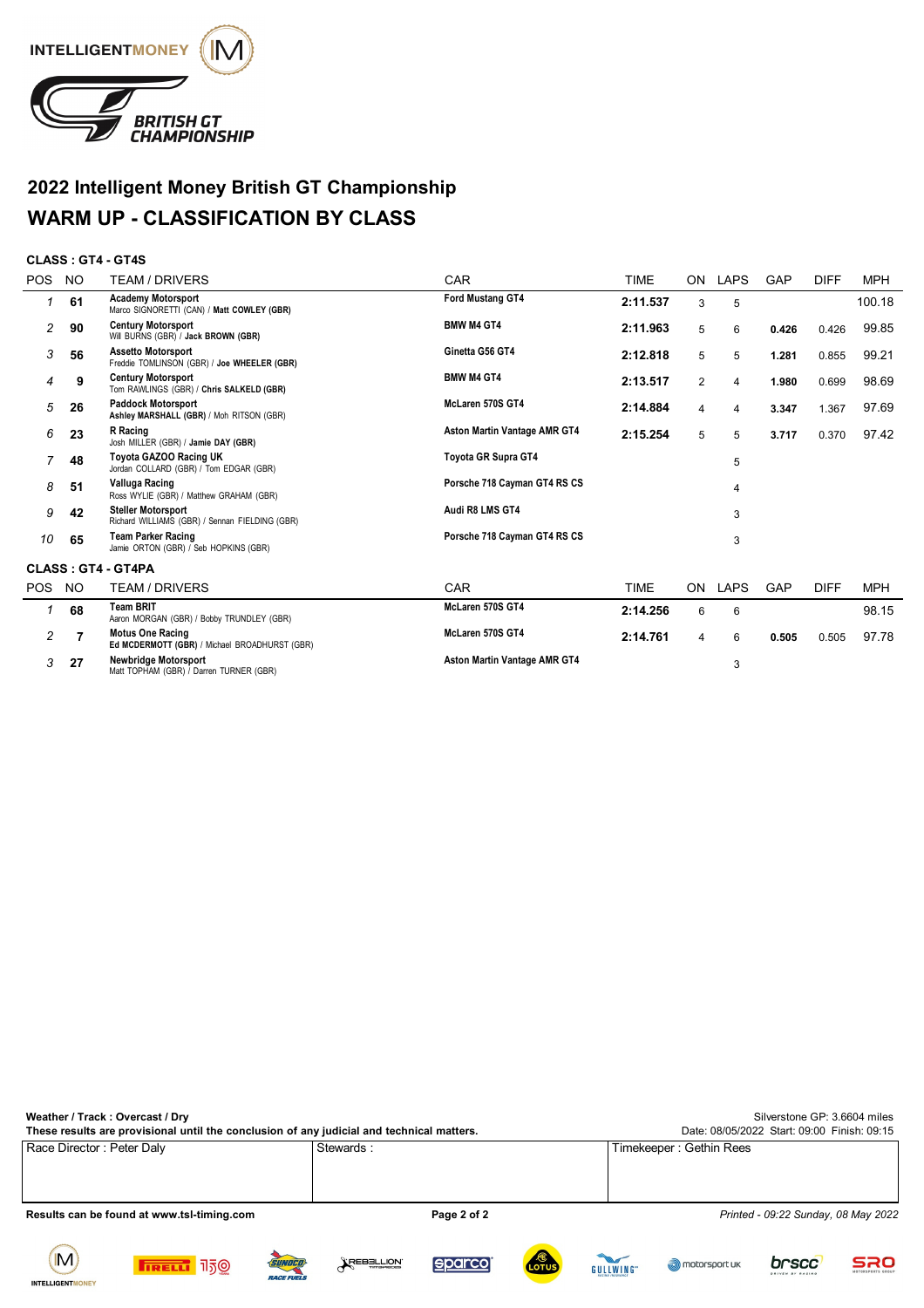# 2022 Intelligent Money British GT Championship

## WARM UP - CLASSIFICATION BY CLASS

### CLASS : GT4 - GT4S

| POS | NO | TEAM / DRIVERS | CAR | TIME | ON | LAPS | GAP | DIFF | MPH |
|---|---|---|---|---|---|---|---|---|---|
| 1 | 61 | **Academy Motorsport** Marco SIGNORETTI (CAN) / **Matt COWLEY (GBR)** | Ford Mustang GT4 | 2:11.537 | 3 | 5 | | | 100.18 |
| 2 | 90 | **Century Motorsport** Will BURNS (GBR) / **Jack BROWN (GBR)** | BMW M4 GT4 | 2:11.963 | 5 | 6 | 0.426 | 0.426 | 99.85 |
| 3 | 56 | **Assetto Motorsport** Freddie TOMLINSON (GBR) / **Joe WHEELER (GBR)** | Ginetta G56 GT4 | 2:12.818 | 5 | 5 | 1.281 | 0.855 | 99.21 |
| 4 | 9 | **Century Motorsport** Tom RAWLINGS (GBR) / **Chris SALKELD (GBR)** | BMW M4 GT4 | 2:13.517 | 2 | 4 | 1.980 | 0.699 | 98.69 |
| 5 | 26 | **Paddock Motorsport** **Ashley MARSHALL (GBR)** / Moh RITSON (GBR) | McLaren 570S GT4 | 2:14.884 | 4 | 4 | 3.347 | 1.367 | 97.69 |
| 6 | 23 | **R Racing** Josh MILLER (GBR) / **Jamie DAY (GBR)** | Aston Martin Vantage AMR GT4 | 2:15.254 | 5 | 5 | 3.717 | 0.370 | 97.42 |
| 7 | 48 | **Toyota GAZOO Racing UK** Jordan COLLARD (GBR) / Tom EDGAR (GBR) | Toyota GR Supra GT4 | | | 5 | | | |
| 8 | 51 | **Valluga Racing** Ross WYLIE (GBR) / Matthew GRAHAM (GBR) | Porsche 718 Cayman GT4 RS CS | | | 4 | | | |
| 9 | 42 | **Steller Motorsport** Richard WILLIAMS (GBR) / Sennan FIELDING (GBR) | Audi R8 LMS GT4 | | | 3 | | | |
| 10 | 65 | **Team Parker Racing** Jamie ORTON (GBR) / Seb HOPKINS (GBR) | Porsche 718 Cayman GT4 RS CS | | | 3 | | | |

### CLASS : GT4 - GT4PA

| POS | NO | TEAM / DRIVERS | CAR | TIME | ON | LAPS | GAP | DIFF | MPH |
|---|---|---|---|---|---|---|---|---|---|
| 1 | 68 | **Team BRIT** Aaron MORGAN (GBR) / Bobby TRUNDLEY (GBR) | McLaren 570S GT4 | 2:14.256 | 6 | 6 | | | 98.15 |
| 2 | 7 | **Motus One Racing** **Ed MCDERMOTT (GBR)** / Michael BROADHURST (GBR) | McLaren 570S GT4 | 2:14.761 | 4 | 6 | 0.505 | 0.505 | 97.78 |
| 3 | 27 | **Newbridge Motorsport** Matt TOPHAM (GBR) / Darren TURNER (GBR) | Aston Martin Vantage AMR GT4 | | | 3 | | | |

**Weather / Track : Overcast / Dry**

**These results are provisional until the conclusion of any judicial and technical matters.**

Silverstone GP: 3.6604 miles

Date: 08/05/2022 Start: 09:00 Finish: 09:15

| Race Director : Peter Daly | Stewards : | Timekeeper : Gethin Rees |
|---|---|---|

**Results can be found at www.tsl-timing.com**

*Printed - 09:22 Sunday, 08 May 2022*